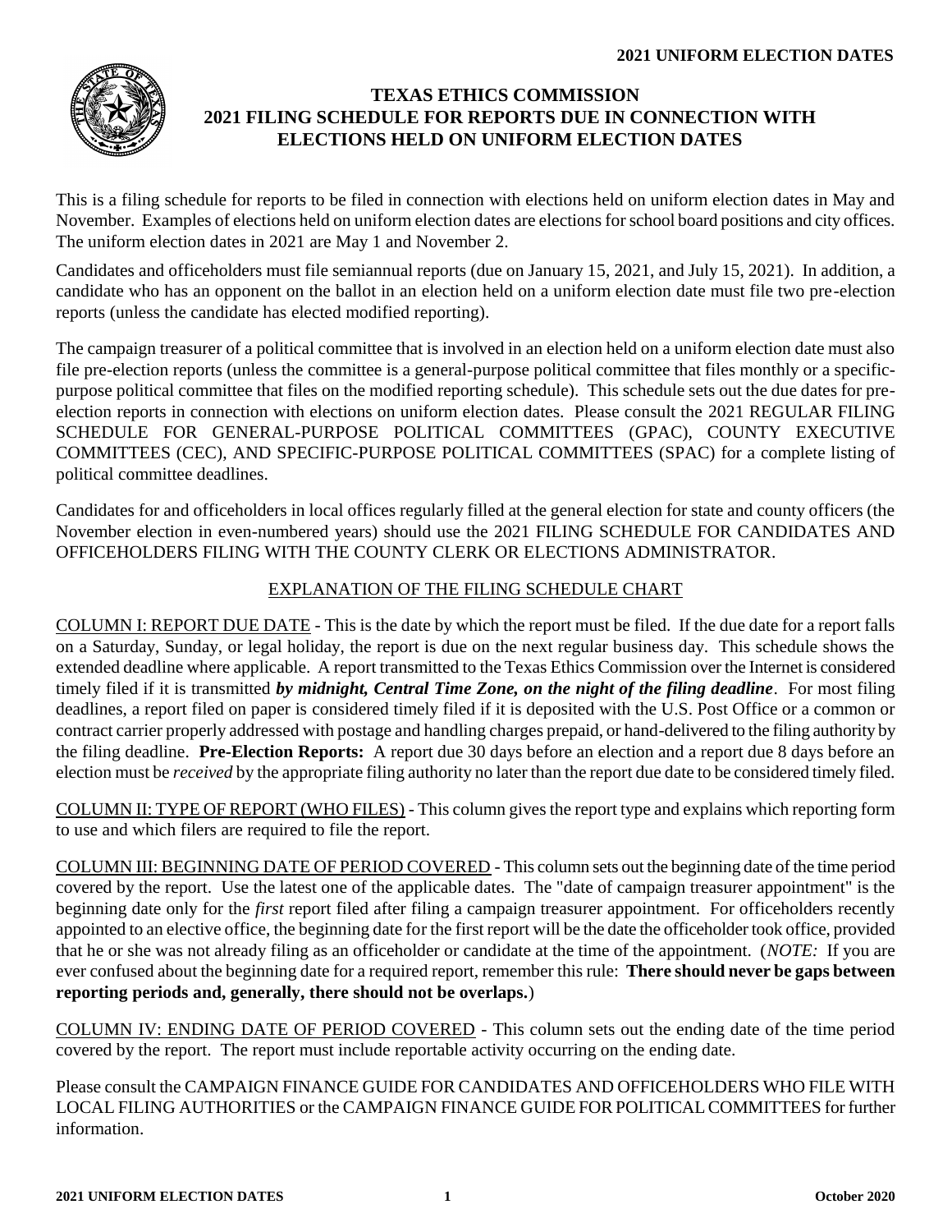# TEXAS ETHICS COMMISSION
# 2021 FILING SCHEDULE FOR REPORTS DUE IN CONNECTION WITH ELECTIONS HELD ON UNIFORM ELECTION DATES

This is a filing schedule for reports to be filed in connection with elections held on uniform election dates in May and November. Examples of elections held on uniform election dates are elections for school board positions and city offices. The uniform election dates in 2021 are May 1 and November 2.

Candidates and officeholders must file semiannual reports (due on January 15, 2021, and July 15, 2021). In addition, a candidate who has an opponent on the ballot in an election held on a uniform election date must file two pre-election reports (unless the candidate has elected modified reporting).

The campaign treasurer of a political committee that is involved in an election held on a uniform election date must also file pre-election reports (unless the committee is a general-purpose political committee that files monthly or a specific-purpose political committee that files on the modified reporting schedule). This schedule sets out the due dates for pre-election reports in connection with elections on uniform election dates. Please consult the 2021 REGULAR FILING SCHEDULE FOR GENERAL-PURPOSE POLITICAL COMMITTEES (GPAC), COUNTY EXECUTIVE COMMITTEES (CEC), AND SPECIFIC-PURPOSE POLITICAL COMMITTEES (SPAC) for a complete listing of political committee deadlines.

Candidates for and officeholders in local offices regularly filled at the general election for state and county officers (the November election in even-numbered years) should use the 2021 FILING SCHEDULE FOR CANDIDATES AND OFFICEHOLDERS FILING WITH THE COUNTY CLERK OR ELECTIONS ADMINISTRATOR.

## EXPLANATION OF THE FILING SCHEDULE CHART

COLUMN I: REPORT DUE DATE - This is the date by which the report must be filed. If the due date for a report falls on a Saturday, Sunday, or legal holiday, the report is due on the next regular business day. This schedule shows the extended deadline where applicable. A report transmitted to the Texas Ethics Commission over the Internet is considered timely filed if it is transmitted ***by midnight, Central Time Zone, on the night of the filing deadline***. For most filing deadlines, a report filed on paper is considered timely filed if it is deposited with the U.S. Post Office or a common or contract carrier properly addressed with postage and handling charges prepaid, or hand-delivered to the filing authority by the filing deadline. **Pre-Election Reports:** A report due 30 days before an election and a report due 8 days before an election must be *received* by the appropriate filing authority no later than the report due date to be considered timely filed.

COLUMN II: TYPE OF REPORT (WHO FILES) - This column gives the report type and explains which reporting form to use and which filers are required to file the report.

COLUMN III: BEGINNING DATE OF PERIOD COVERED - This column sets out the beginning date of the time period covered by the report. Use the latest one of the applicable dates. The "date of campaign treasurer appointment" is the beginning date only for the *first* report filed after filing a campaign treasurer appointment. For officeholders recently appointed to an elective office, the beginning date for the first report will be the date the officeholder took office, provided that he or she was not already filing as an officeholder or candidate at the time of the appointment. (*NOTE:* If you are ever confused about the beginning date for a required report, remember this rule: **There should never be gaps between reporting periods and, generally, there should not be overlaps.**)

COLUMN IV: ENDING DATE OF PERIOD COVERED - This column sets out the ending date of the time period covered by the report. The report must include reportable activity occurring on the ending date.

Please consult the CAMPAIGN FINANCE GUIDE FOR CANDIDATES AND OFFICEHOLDERS WHO FILE WITH LOCAL FILING AUTHORITIES or the CAMPAIGN FINANCE GUIDE FOR POLITICAL COMMITTEES for further information.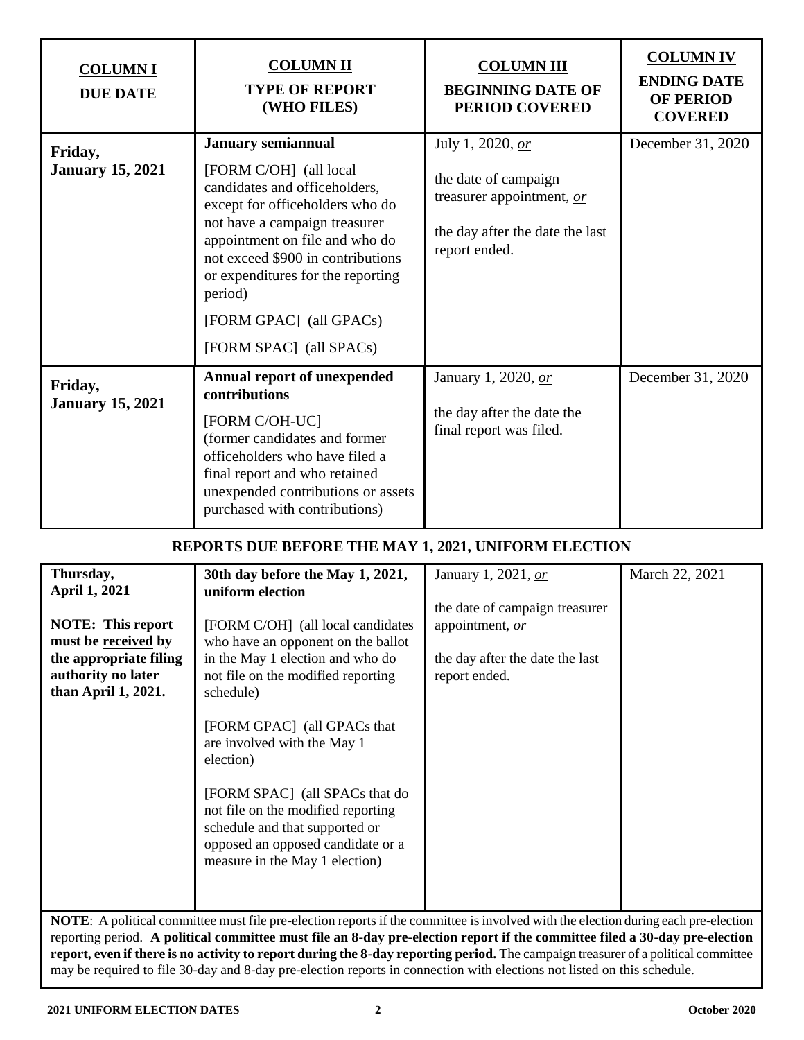| **COLUMN I**<br>**DUE DATE** | **COLUMN II**<br>**TYPE OF REPORT (WHO FILES)** | **COLUMN III**<br>**BEGINNING DATE OF PERIOD COVERED** | **COLUMN IV**<br>**ENDING DATE OF PERIOD COVERED** |
|---|---|---|---|
| **Friday, January 15, 2021** | **January semiannual**<br>[FORM C/OH] (all local candidates and officeholders, except for officeholders who do not have a campaign treasurer appointment on file and who do not exceed $900 in contributions or expenditures for the reporting period)<br>[FORM GPAC] (all GPACs)<br>[FORM SPAC] (all SPACs) | July 1, 2020, *or*<br>the date of campaign treasurer appointment, *or*<br>the day after the date the last report ended. | December 31, 2020 |
| **Friday, January 15, 2021** | **Annual report of unexpended contributions**<br>[FORM C/OH-UC] (former candidates and former officeholders who have filed a final report and who retained unexpended contributions or assets purchased with contributions) | January 1, 2020, *or*<br>the day after the date the final report was filed. | December 31, 2020 |

## REPORTS DUE BEFORE THE MAY 1, 2021, UNIFORM ELECTION

| | | | |
|---|---|---|---|
| **Thursday, April 1, 2021**<br><br>**NOTE: This report must be <u>received</u> by the appropriate filing authority no later than April 1, 2021.** | **30th day before the May 1, 2021, uniform election**<br><br>[FORM C/OH] (all local candidates who have an opponent on the ballot in the May 1 election and who do not file on the modified reporting schedule)<br><br>[FORM GPAC] (all GPACs that are involved with the May 1 election)<br><br>[FORM SPAC] (all SPACs that do not file on the modified reporting schedule and that supported or opposed an opposed candidate or a measure in the May 1 election) | January 1, 2021, *or*<br><br>the date of campaign treasurer appointment, *or*<br><br>the day after the date the last report ended. | March 22, 2021 |

**NOTE**: A political committee must file pre-election reports if the committee is involved with the election during each pre-election reporting period. **A political committee must file an 8-day pre-election report if the committee filed a 30-day pre-election report, even if there is no activity to report during the 8-day reporting period.** The campaign treasurer of a political committee may be required to file 30-day and 8-day pre-election reports in connection with elections not listed on this schedule.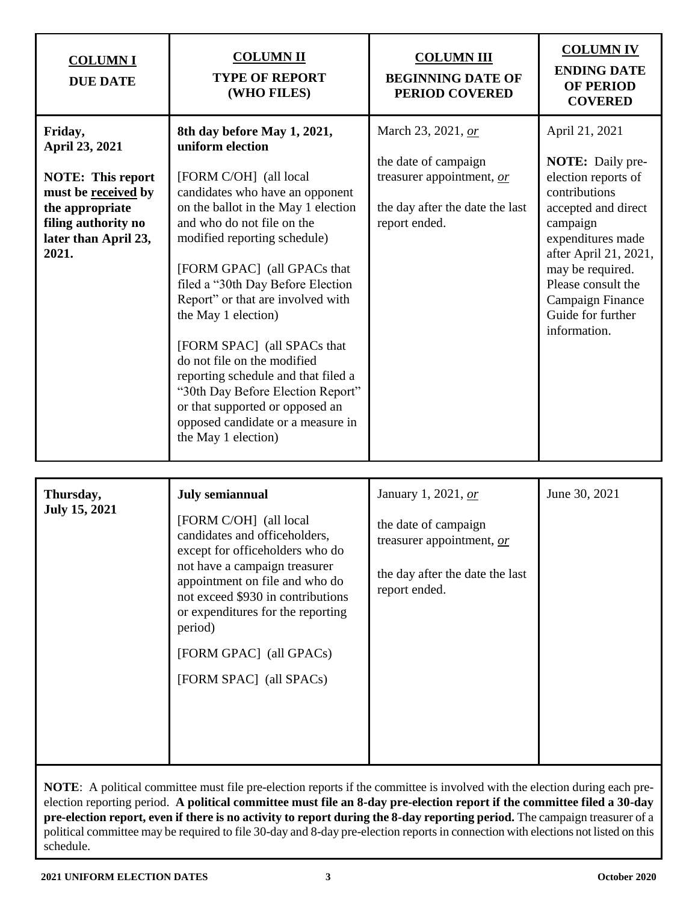| **COLUMN I** **DUE DATE** | **COLUMN II** **TYPE OF REPORT (WHO FILES)** | **COLUMN III** **BEGINNING DATE OF PERIOD COVERED** | **COLUMN IV** **ENDING DATE OF PERIOD COVERED** |
|---|---|---|---|
| **Friday, April 23, 2021**<br><br>**NOTE: This report must be received by the appropriate filing authority no later than April 23, 2021.** | **8th day before May 1, 2021, uniform election**<br><br>[FORM C/OH] (all local candidates who have an opponent on the ballot in the May 1 election and who do not file on the modified reporting schedule)<br><br>[FORM GPAC] (all GPACs that filed a "30th Day Before Election Report" or that are involved with the May 1 election)<br><br>[FORM SPAC] (all SPACs that do not file on the modified reporting schedule and that filed a "30th Day Before Election Report" or that supported or opposed an opposed candidate or a measure in the May 1 election) | March 23, 2021, *or*<br><br>the date of campaign treasurer appointment, *or*<br><br>the day after the date the last report ended. | April 21, 2021<br><br>**NOTE:** Daily pre-election reports of contributions accepted and direct campaign expenditures made after April 21, 2021, may be required. Please consult the Campaign Finance Guide for further information. |
| **Thursday, July 15, 2021** | **July semiannual**<br><br>[FORM C/OH] (all local candidates and officeholders, except for officeholders who do not have a campaign treasurer appointment on file and who do not exceed $930 in contributions or expenditures for the reporting period)<br><br>[FORM GPAC] (all GPACs)<br><br>[FORM SPAC] (all SPACs) | January 1, 2021, *or*<br><br>the date of campaign treasurer appointment, *or*<br><br>the day after the date the last report ended. | June 30, 2021 |

**NOTE**: A political committee must file pre-election reports if the committee is involved with the election during each pre-election reporting period. **A political committee must file an 8-day pre-election report if the committee filed a 30-day pre-election report, even if there is no activity to report during the 8-day reporting period.** The campaign treasurer of a political committee may be required to file 30-day and 8-day pre-election reports in connection with elections not listed on this schedule.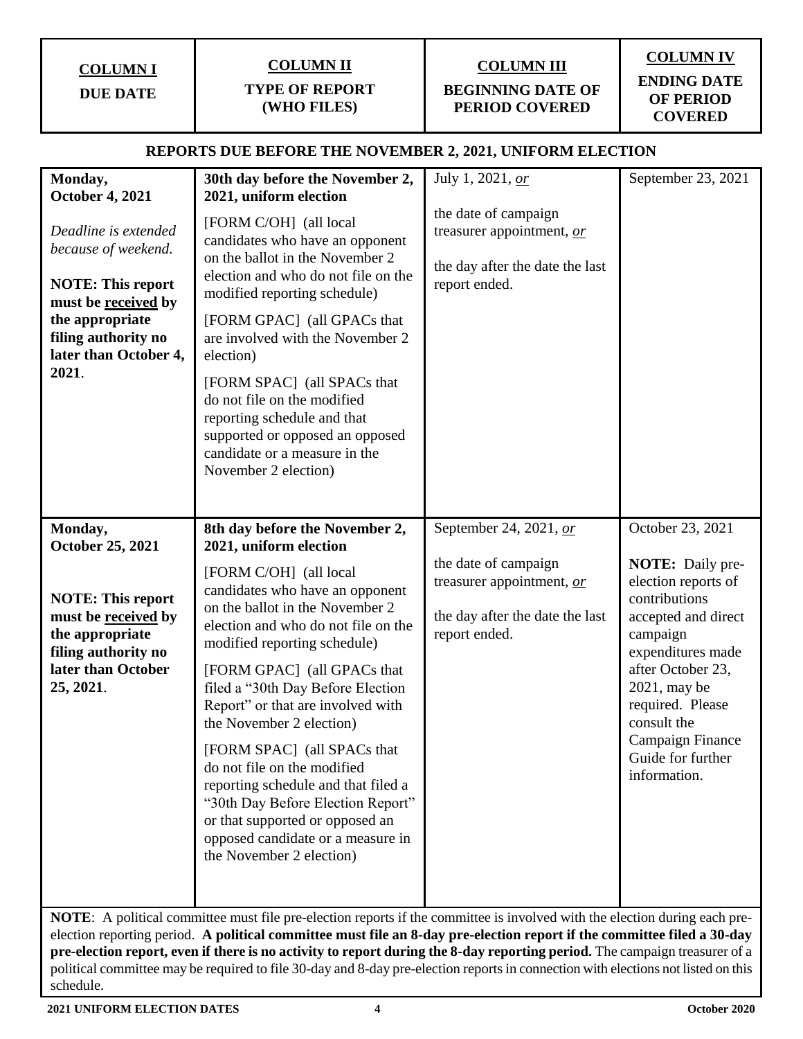| **COLUMN I** **DUE DATE** | **COLUMN II** **TYPE OF REPORT (WHO FILES)** | **COLUMN III** **BEGINNING DATE OF PERIOD COVERED** | **COLUMN IV** **ENDING DATE OF PERIOD COVERED** |
|---|---|---|---|

**REPORTS DUE BEFORE THE NOVEMBER 2, 2021, UNIFORM ELECTION**

| **COLUMN I** **DUE DATE** | **COLUMN II** **TYPE OF REPORT (WHO FILES)** | **COLUMN III** **BEGINNING DATE OF PERIOD COVERED** | **COLUMN IV** **ENDING DATE OF PERIOD COVERED** |
|---|---|---|---|
| **Monday, October 4, 2021**<br><br>*Deadline is extended because of weekend.*<br><br>**NOTE: This report must be received by the appropriate filing authority no later than October 4, 2021**. | **30th day before the November 2, 2021, uniform election**<br><br>[FORM C/OH] (all local candidates who have an opponent on the ballot in the November 2 election and who do not file on the modified reporting schedule)<br><br>[FORM GPAC] (all GPACs that are involved with the November 2 election)<br><br>[FORM SPAC] (all SPACs that do not file on the modified reporting schedule and that supported or opposed an opposed candidate or a measure in the November 2 election) | July 1, 2021, *or*<br><br>the date of campaign treasurer appointment, *or*<br><br>the day after the date the last report ended. | September 23, 2021 |
| **Monday, October 25, 2021**<br><br>**NOTE: This report must be received by the appropriate filing authority no later than October 25, 2021**. | **8th day before the November 2, 2021, uniform election**<br><br>[FORM C/OH] (all local candidates who have an opponent on the ballot in the November 2 election and who do not file on the modified reporting schedule)<br><br>[FORM GPAC] (all GPACs that filed a "30th Day Before Election Report" or that are involved with the November 2 election)<br><br>[FORM SPAC] (all SPACs that do not file on the modified reporting schedule and that filed a "30th Day Before Election Report" or that supported or opposed an opposed candidate or a measure in the November 2 election) | September 24, 2021, *or*<br><br>the date of campaign treasurer appointment, *or*<br><br>the day after the date the last report ended. | October 23, 2021<br><br>**NOTE:** Daily pre-election reports of contributions accepted and direct campaign expenditures made after October 23, 2021, may be required. Please consult the Campaign Finance Guide for further information. |

**NOTE**: A political committee must file pre-election reports if the committee is involved with the election during each pre-election reporting period. **A political committee must file an 8-day pre-election report if the committee filed a 30-day pre-election report, even if there is no activity to report during the 8-day reporting period.** The campaign treasurer of a political committee may be required to file 30-day and 8-day pre-election reports in connection with elections not listed on this schedule.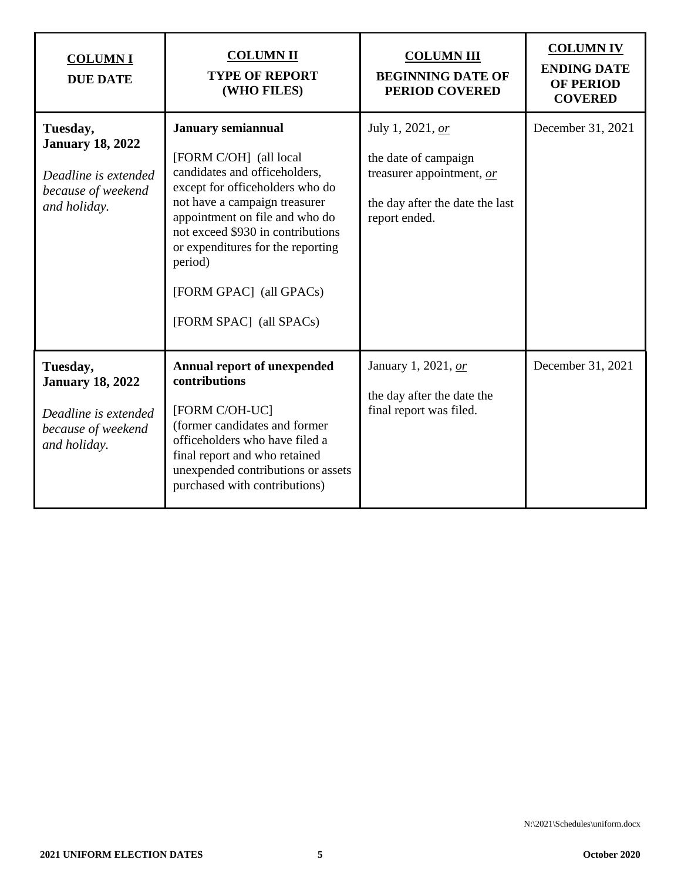| **COLUMN I**<br>**DUE DATE** | **COLUMN II**<br>**TYPE OF REPORT (WHO FILES)** | **COLUMN III**<br>**BEGINNING DATE OF PERIOD COVERED** | **COLUMN IV**<br>**ENDING DATE OF PERIOD COVERED** |
|---|---|---|---|
| **Tuesday, January 18, 2022**<br><br>*Deadline is extended because of weekend and holiday.* | **January semiannual**<br><br>[FORM C/OH] (all local candidates and officeholders, except for officeholders who do not have a campaign treasurer appointment on file and who do not exceed $930 in contributions or expenditures for the reporting period)<br><br>[FORM GPAC] (all GPACs)<br><br>[FORM SPAC] (all SPACs) | July 1, 2021, *or*<br><br>the date of campaign treasurer appointment, *or*<br><br>the day after the date the last report ended. | December 31, 2021 |
| **Tuesday, January 18, 2022**<br><br>*Deadline is extended because of weekend and holiday.* | **Annual report of unexpended contributions**<br><br>[FORM C/OH-UC]<br>(former candidates and former officeholders who have filed a final report and who retained unexpended contributions or assets purchased with contributions) | January 1, 2021, *or*<br><br>the day after the date the final report was filed. | December 31, 2021 |

N:\2021\Schedules\uniform.docx